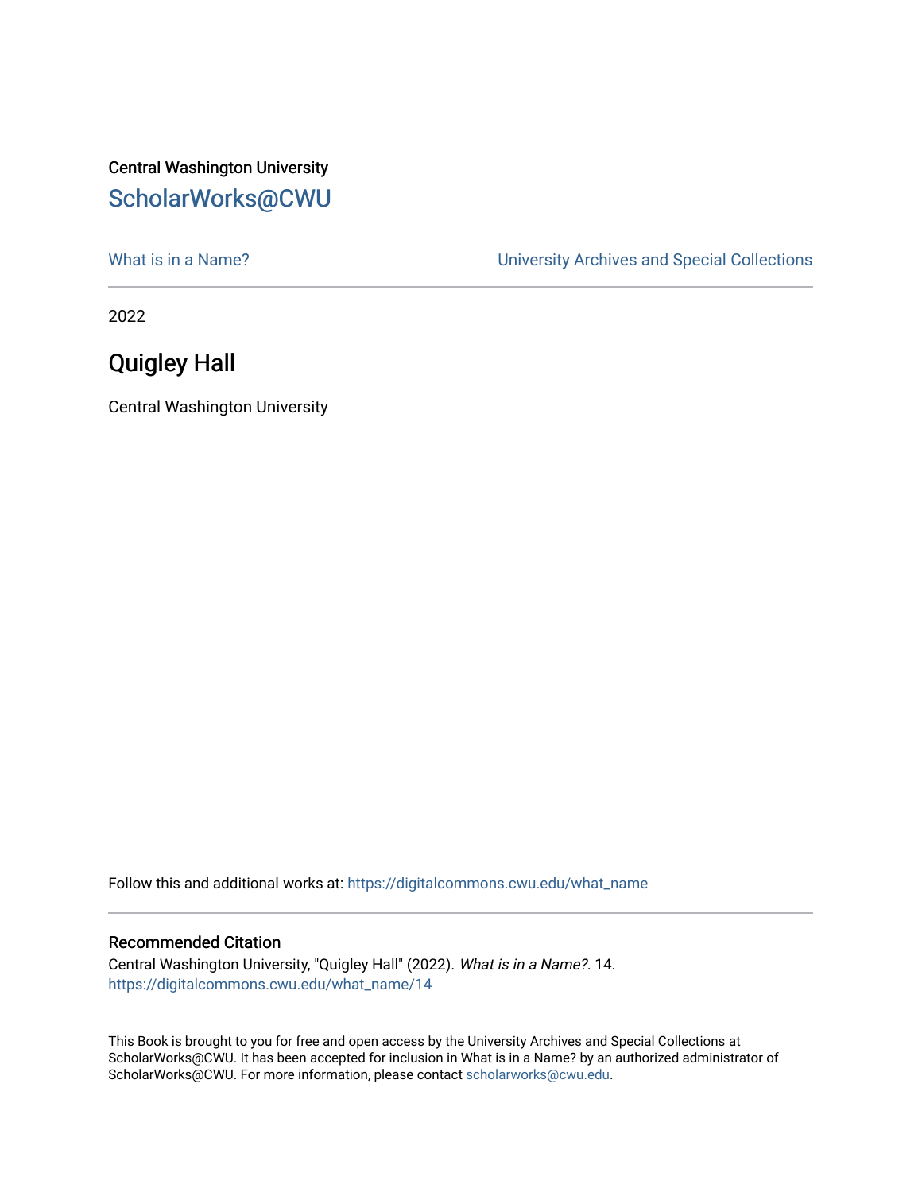Central Washington University

ScholarWorks@CWU

What is in a Name?

University Archives and Special Collections

2022

# Quigley Hall

Central Washington University

Follow this and additional works at: https://digitalcommons.cwu.edu/what_name

## Recommended Citation

Central Washington University, "Quigley Hall" (2022). *What is in a Name?*. 14.
https://digitalcommons.cwu.edu/what_name/14

This Book is brought to you for free and open access by the University Archives and Special Collections at ScholarWorks@CWU. It has been accepted for inclusion in What is in a Name? by an authorized administrator of ScholarWorks@CWU. For more information, please contact scholarworks@cwu.edu.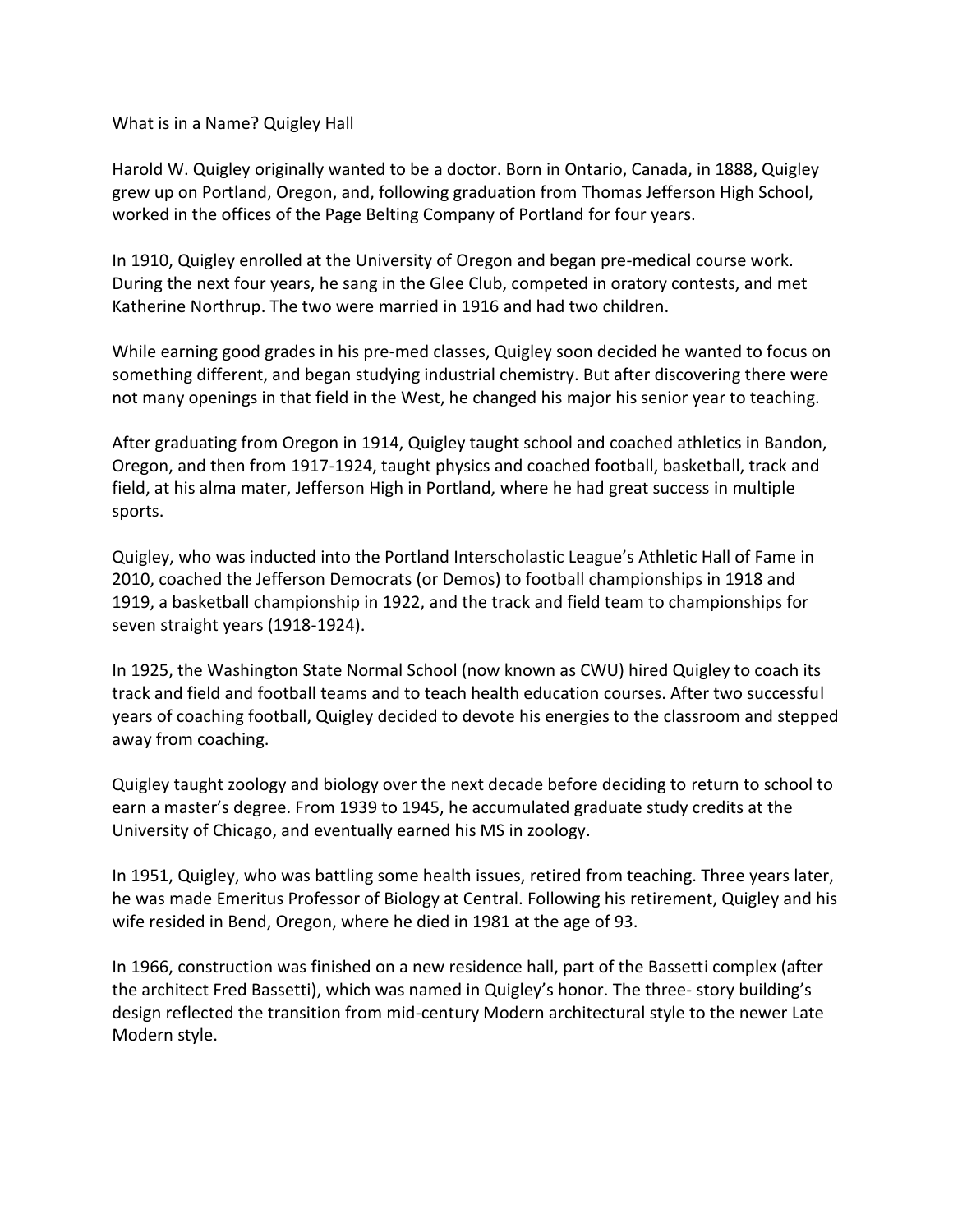# What is in a Name? Quigley Hall

Harold W. Quigley originally wanted to be a doctor. Born in Ontario, Canada, in 1888, Quigley grew up on Portland, Oregon, and, following graduation from Thomas Jefferson High School, worked in the offices of the Page Belting Company of Portland for four years.

In 1910, Quigley enrolled at the University of Oregon and began pre-medical course work. During the next four years, he sang in the Glee Club, competed in oratory contests, and met Katherine Northrup. The two were married in 1916 and had two children.

While earning good grades in his pre-med classes, Quigley soon decided he wanted to focus on something different, and began studying industrial chemistry. But after discovering there were not many openings in that field in the West, he changed his major his senior year to teaching.

After graduating from Oregon in 1914, Quigley taught school and coached athletics in Bandon, Oregon, and then from 1917-1924, taught physics and coached football, basketball, track and field, at his alma mater, Jefferson High in Portland, where he had great success in multiple sports.

Quigley, who was inducted into the Portland Interscholastic League's Athletic Hall of Fame in 2010, coached the Jefferson Democrats (or Demos) to football championships in 1918 and 1919, a basketball championship in 1922, and the track and field team to championships for seven straight years (1918-1924).

In 1925, the Washington State Normal School (now known as CWU) hired Quigley to coach its track and field and football teams and to teach health education courses. After two successful years of coaching football, Quigley decided to devote his energies to the classroom and stepped away from coaching.

Quigley taught zoology and biology over the next decade before deciding to return to school to earn a master's degree. From 1939 to 1945, he accumulated graduate study credits at the University of Chicago, and eventually earned his MS in zoology.

In 1951, Quigley, who was battling some health issues, retired from teaching. Three years later, he was made Emeritus Professor of Biology at Central. Following his retirement, Quigley and his wife resided in Bend, Oregon, where he died in 1981 at the age of 93.

In 1966, construction was finished on a new residence hall, part of the Bassetti complex (after the architect Fred Bassetti), which was named in Quigley's honor. The three- story building's design reflected the transition from mid-century Modern architectural style to the newer Late Modern style.